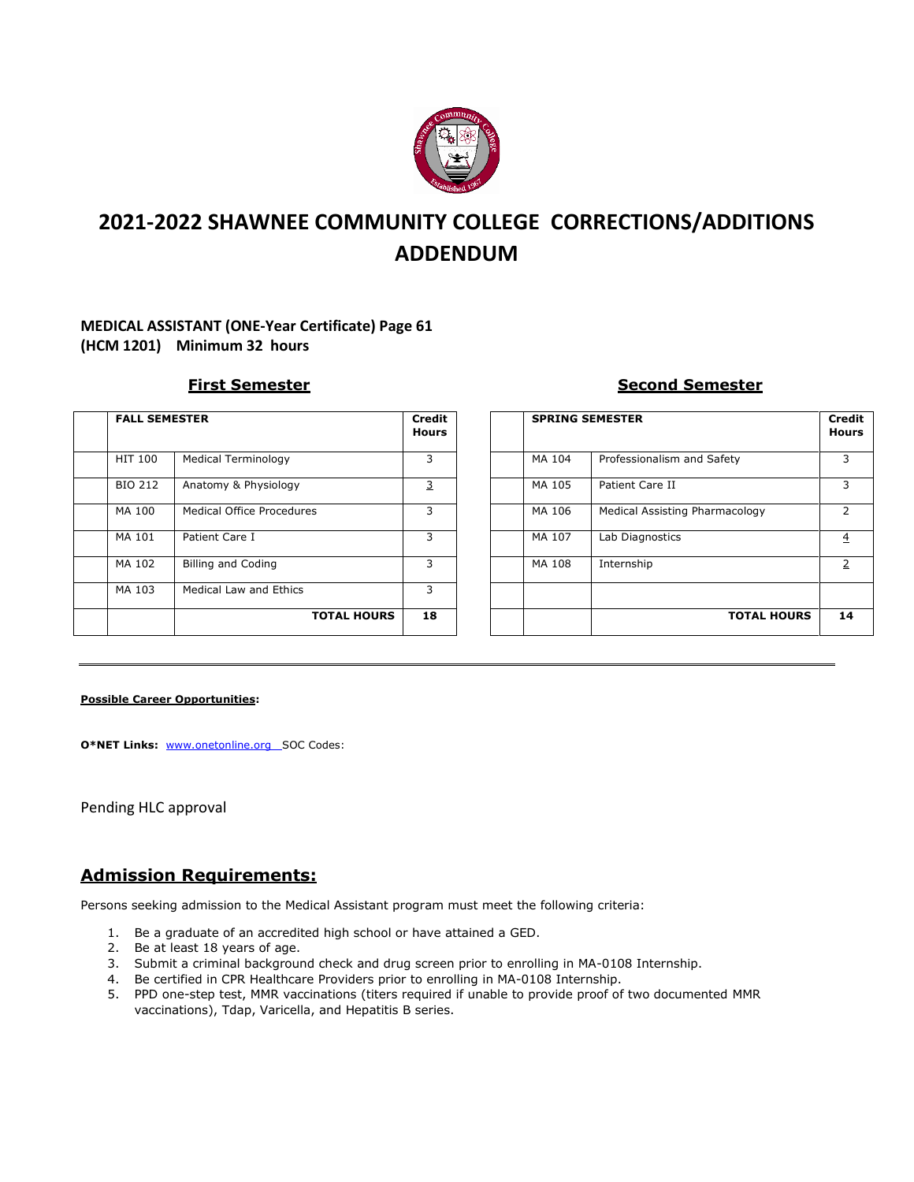# 2021-2022 SHAWNEE COMMUNITY COLLEGE CORRECTIONS/ADDITIONS ADDENDUM

**MEDICAL ASSISTANT (ONE-Year Certificate) Page 61**
**(HCM 1201) Minimum 32 hours**

## First Semester

| | FALL SEMESTER | | Credit Hours |
|---|---|---|---|
| | HIT 100 | Medical Terminology | 3 |
| | BIO 212 | Anatomy & Physiology | 3 |
| | MA 100 | Medical Office Procedures | 3 |
| | MA 101 | Patient Care I | 3 |
| | MA 102 | Billing and Coding | 3 |
| | MA 103 | Medical Law and Ethics | 3 |
| | | **TOTAL HOURS** | **18** |

## Second Semester

| | SPRING SEMESTER | | Credit Hours |
|---|---|---|---|
| | MA 104 | Professionalism and Safety | 3 |
| | MA 105 | Patient Care II | 3 |
| | MA 106 | Medical Assisting Pharmacology | 2 |
| | MA 107 | Lab Diagnostics | 4 |
| | MA 108 | Internship | 2 |
| | | | |
| | | **TOTAL HOURS** | **14** |

---

**Possible Career Opportunities:**

**O*NET Links:** www.onetonline.org SOC Codes:

Pending HLC approval

## Admission Requirements:

Persons seeking admission to the Medical Assistant program must meet the following criteria:

1. Be a graduate of an accredited high school or have attained a GED.
2. Be at least 18 years of age.
3. Submit a criminal background check and drug screen prior to enrolling in MA-0108 Internship.
4. Be certified in CPR Healthcare Providers prior to enrolling in MA-0108 Internship.
5. PPD one-step test, MMR vaccinations (titers required if unable to provide proof of two documented MMR vaccinations), Tdap, Varicella, and Hepatitis B series.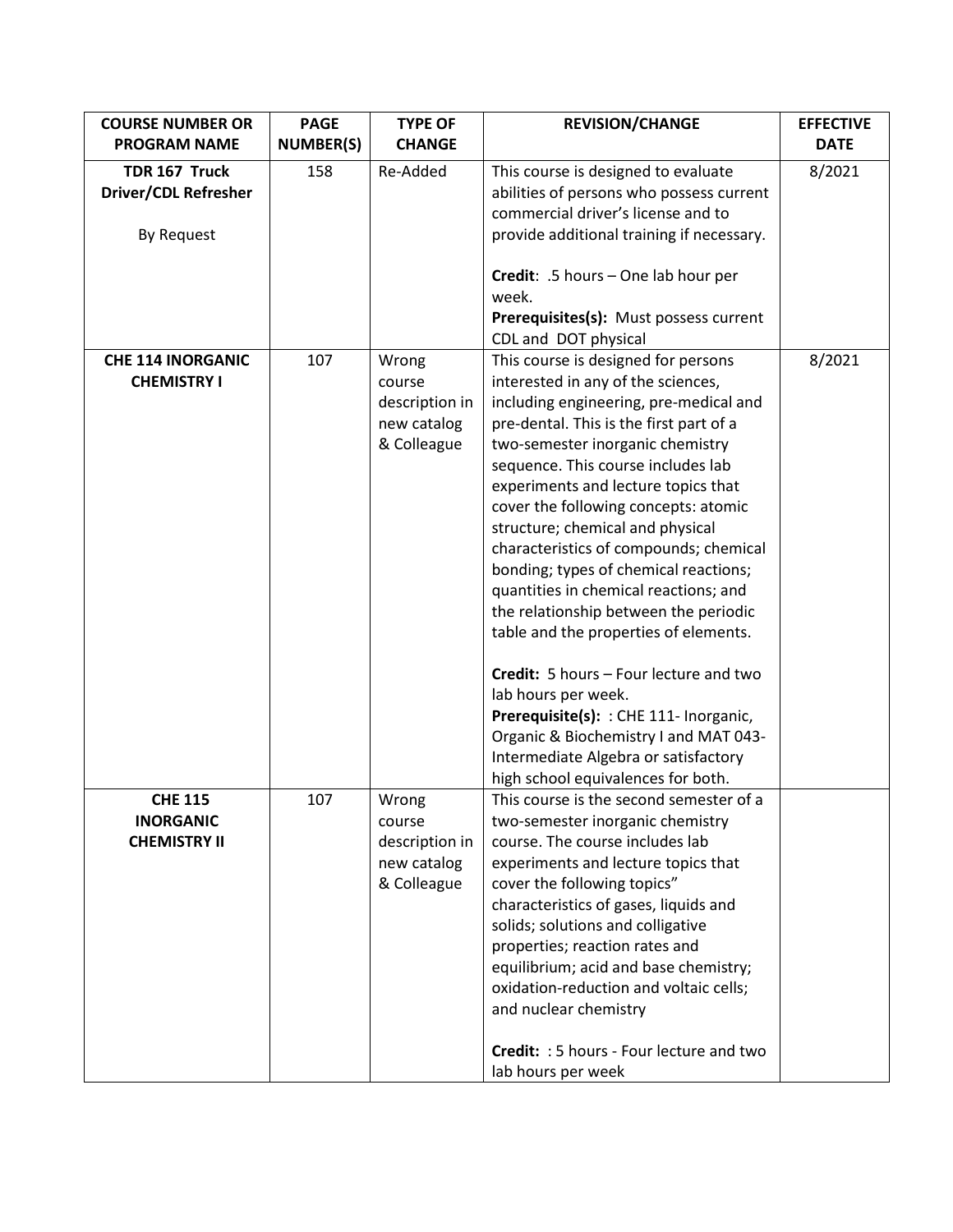| COURSE NUMBER OR PROGRAM NAME | PAGE NUMBER(S) | TYPE OF CHANGE | REVISION/CHANGE | EFFECTIVE DATE |
|---|---|---|---|---|
| **TDR 167 Truck Driver/CDL Refresher**<br><br>By Request | 158 | Re-Added | This course is designed to evaluate abilities of persons who possess current commercial driver's license and to provide additional training if necessary.<br><br>**Credit**: .5 hours – One lab hour per week.<br>**Prerequisites(s):** Must possess current CDL and DOT physical | 8/2021 |
| **CHE 114 INORGANIC CHEMISTRY I** | 107 | Wrong course description in new catalog & Colleague | This course is designed for persons interested in any of the sciences, including engineering, pre-medical and pre-dental. This is the first part of a two-semester inorganic chemistry sequence. This course includes lab experiments and lecture topics that cover the following concepts: atomic structure; chemical and physical characteristics of compounds; chemical bonding; types of chemical reactions; quantities in chemical reactions; and the relationship between the periodic table and the properties of elements.<br><br>**Credit:** 5 hours – Four lecture and two lab hours per week.<br>**Prerequisite(s):** : CHE 111- Inorganic, Organic & Biochemistry I and MAT 043- Intermediate Algebra or satisfactory high school equivalences for both. | 8/2021 |
| **CHE 115 INORGANIC CHEMISTRY II** | 107 | Wrong course description in new catalog & Colleague | This course is the second semester of a two-semester inorganic chemistry course. The course includes lab experiments and lecture topics that cover the following topics" characteristics of gases, liquids and solids; solutions and colligative properties; reaction rates and equilibrium; acid and base chemistry; oxidation-reduction and voltaic cells; and nuclear chemistry<br><br>**Credit:** : 5 hours - Four lecture and two lab hours per week | |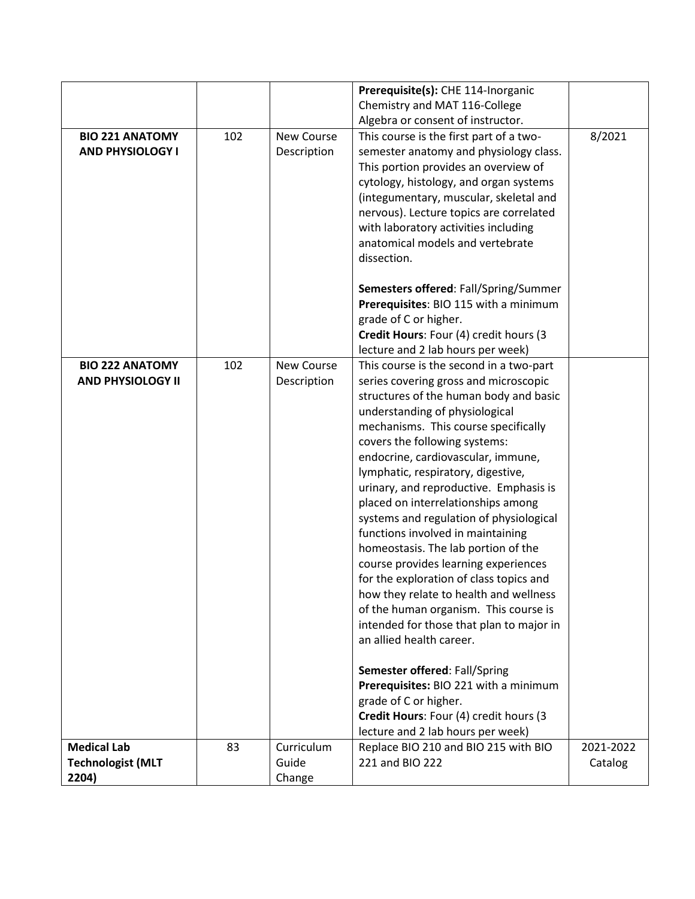| | | | | |
|---|---|---|---|---|
| | | | **Prerequisite(s):** CHE 114-Inorganic Chemistry and MAT 116-College Algebra or consent of instructor. | |
| **BIO 221 ANATOMY AND PHYSIOLOGY I** | 102 | New Course Description | This course is the first part of a two-semester anatomy and physiology class. This portion provides an overview of cytology, histology, and organ systems (integumentary, muscular, skeletal and nervous). Lecture topics are correlated with laboratory activities including anatomical models and vertebrate dissection.<br><br>**Semesters offered**: Fall/Spring/Summer<br>**Prerequisites**: BIO 115 with a minimum grade of C or higher.<br>**Credit Hours**: Four (4) credit hours (3 lecture and 2 lab hours per week) | 8/2021 |
| **BIO 222 ANATOMY AND PHYSIOLOGY II** | 102 | New Course Description | This course is the second in a two-part series covering gross and microscopic structures of the human body and basic understanding of physiological mechanisms. This course specifically covers the following systems: endocrine, cardiovascular, immune, lymphatic, respiratory, digestive, urinary, and reproductive. Emphasis is placed on interrelationships among systems and regulation of physiological functions involved in maintaining homeostasis. The lab portion of the course provides learning experiences for the exploration of class topics and how they relate to health and wellness of the human organism. This course is intended for those that plan to major in an allied health career.<br><br>**Semester offered**: Fall/Spring<br>**Prerequisites:** BIO 221 with a minimum grade of C or higher.<br>**Credit Hours**: Four (4) credit hours (3 lecture and 2 lab hours per week) | |
| **Medical Lab Technologist (MLT 2204)** | 83 | Curriculum Guide Change | Replace BIO 210 and BIO 215 with BIO 221 and BIO 222 | 2021-2022 Catalog |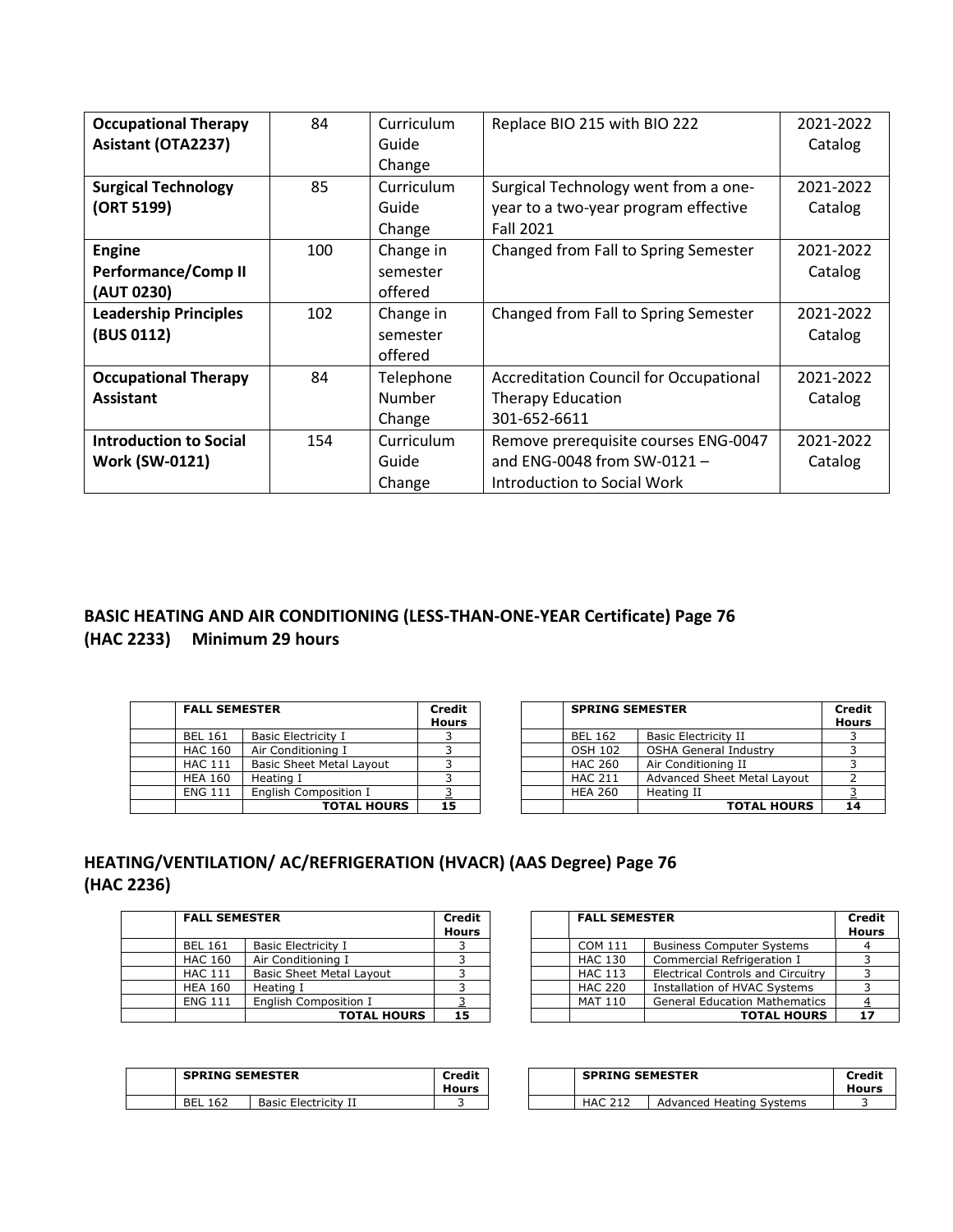| **Occupational Therapy Asistant (OTA2237)** | 84 | Curriculum Guide Change | Replace BIO 215 with BIO 222 | 2021-2022 Catalog |
|---|---|---|---|---|
| **Surgical Technology (ORT 5199)** | 85 | Curriculum Guide Change | Surgical Technology went from a one-year to a two-year program effective Fall 2021 | 2021-2022 Catalog |
| **Engine Performance/Comp II (AUT 0230)** | 100 | Change in semester offered | Changed from Fall to Spring Semester | 2021-2022 Catalog |
| **Leadership Principles (BUS 0112)** | 102 | Change in semester offered | Changed from Fall to Spring Semester | 2021-2022 Catalog |
| **Occupational Therapy Assistant** | 84 | Telephone Number Change | Accreditation Council for Occupational Therapy Education 301-652-6611 | 2021-2022 Catalog |
| **Introduction to Social Work (SW-0121)** | 154 | Curriculum Guide Change | Remove prerequisite courses ENG-0047 and ENG-0048 from SW-0121 – Introduction to Social Work | 2021-2022 Catalog |

## BASIC HEATING AND AIR CONDITIONING (LESS-THAN-ONE-YEAR Certificate) Page 76 (HAC 2233) Minimum 29 hours

| | FALL SEMESTER | | Credit Hours |
|---|---|---|---|
| | BEL 161 | Basic Electricity I | 3 |
| | HAC 160 | Air Conditioning I | 3 |
| | HAC 111 | Basic Sheet Metal Layout | 3 |
| | HEA 160 | Heating I | 3 |
| | ENG 111 | English Composition I | 3 |
| | | TOTAL HOURS | 15 |

| | SPRING SEMESTER | | Credit Hours |
|---|---|---|---|
| | BEL 162 | Basic Electricity II | 3 |
| | OSH 102 | OSHA General Industry | 3 |
| | HAC 260 | Air Conditioning II | 3 |
| | HAC 211 | Advanced Sheet Metal Layout | 2 |
| | HEA 260 | Heating II | 3 |
| | | TOTAL HOURS | 14 |

## HEATING/VENTILATION/ AC/REFRIGERATION (HVACR) (AAS Degree) Page 76 (HAC 2236)

| | FALL SEMESTER | | Credit Hours |
|---|---|---|---|
| | BEL 161 | Basic Electricity I | 3 |
| | HAC 160 | Air Conditioning I | 3 |
| | HAC 111 | Basic Sheet Metal Layout | 3 |
| | HEA 160 | Heating I | 3 |
| | ENG 111 | English Composition I | 3 |
| | | TOTAL HOURS | 15 |

| | FALL SEMESTER | | Credit Hours |
|---|---|---|---|
| | COM 111 | Business Computer Systems | 4 |
| | HAC 130 | Commercial Refrigeration I | 3 |
| | HAC 113 | Electrical Controls and Circuitry | 3 |
| | HAC 220 | Installation of HVAC Systems | 3 |
| | MAT 110 | General Education Mathematics | 4 |
| | | TOTAL HOURS | 17 |

| | SPRING SEMESTER | | Credit Hours |
|---|---|---|---|
| | BEL 162 | Basic Electricity II | 3 |

| | SPRING SEMESTER | | Credit Hours |
|---|---|---|---|
| | HAC 212 | Advanced Heating Systems | 3 |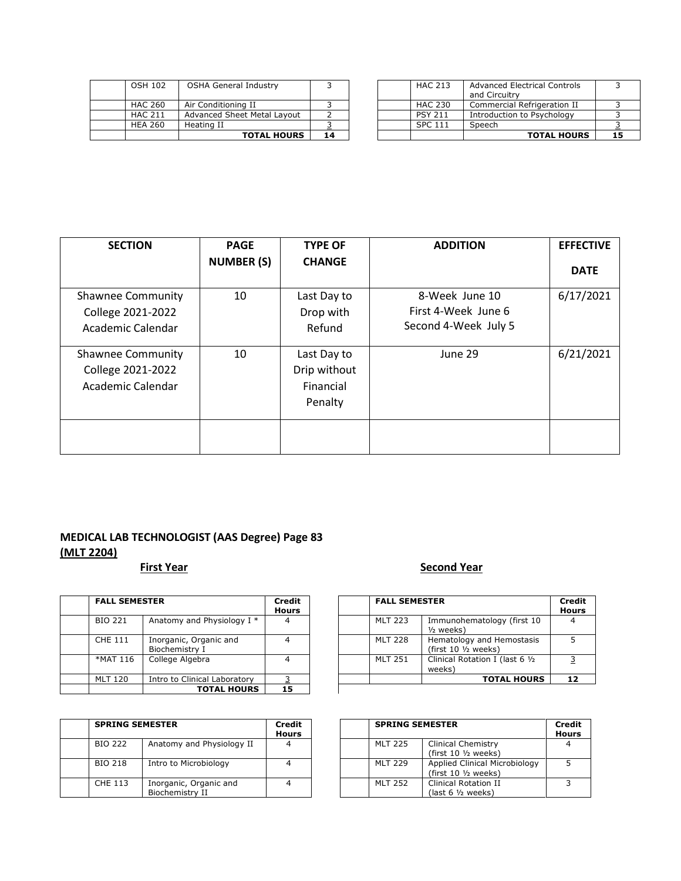| | | | |
|---|---|---|---|
| | OSH 102 | OSHA General Industry | 3 |
| | HAC 260 | Air Conditioning II | 3 |
| | HAC 211 | Advanced Sheet Metal Layout | 2 |
| | HEA 260 | Heating II | 3 |
| | | **TOTAL HOURS** | **14** |

| | | | |
|---|---|---|---|
| | HAC 213 | Advanced Electrical Controls and Circuitry | 3 |
| | HAC 230 | Commercial Refrigeration II | 3 |
| | PSY 211 | Introduction to Psychology | 3 |
| | SPC 111 | Speech | 3 |
| | | **TOTAL HOURS** | **15** |

| SECTION | PAGE NUMBER (S) | TYPE OF CHANGE | ADDITION | EFFECTIVE DATE |
|---|---|---|---|---|
| Shawnee Community College 2021-2022 Academic Calendar | 10 | Last Day to Drop with Refund | 8-Week June 10<br>First 4-Week June 6<br>Second 4-Week July 5 | 6/17/2021 |
| Shawnee Community College 2021-2022 Academic Calendar | 10 | Last Day to Drip without Financial Penalty | June 29 | 6/21/2021 |
| | | | | |

## MEDICAL LAB TECHNOLOGIST (AAS Degree) Page 83
**(MLT 2204)**

### First Year

| | FALL SEMESTER | | Credit Hours |
|---|---|---|---|
| | BIO 221 | Anatomy and Physiology I * | 4 |
| | CHE 111 | Inorganic, Organic and Biochemistry I | 4 |
| | *MAT 116 | College Algebra | 4 |
| | MLT 120 | Intro to Clinical Laboratory | 3 |
| | | **TOTAL HOURS** | **15** |

| | SPRING SEMESTER | | Credit Hours |
|---|---|---|---|
| | BIO 222 | Anatomy and Physiology II | 4 |
| | BIO 218 | Intro to Microbiology | 4 |
| | CHE 113 | Inorganic, Organic and Biochemistry II | 4 |

### Second Year

| | FALL SEMESTER | | Credit Hours |
|---|---|---|---|
| | MLT 223 | Immunohematology (first 10 ½ weeks) | 4 |
| | MLT 228 | Hematology and Hemostasis (first 10 ½ weeks) | 5 |
| | MLT 251 | Clinical Rotation I (last 6 ½ weeks) | 3 |
| | | **TOTAL HOURS** | **12** |

| | SPRING SEMESTER | | Credit Hours |
|---|---|---|---|
| | MLT 225 | Clinical Chemistry (first 10 ½ weeks) | 4 |
| | MLT 229 | Applied Clinical Microbiology (first 10 ½ weeks) | 5 |
| | MLT 252 | Clinical Rotation II (last 6 ½ weeks) | 3 |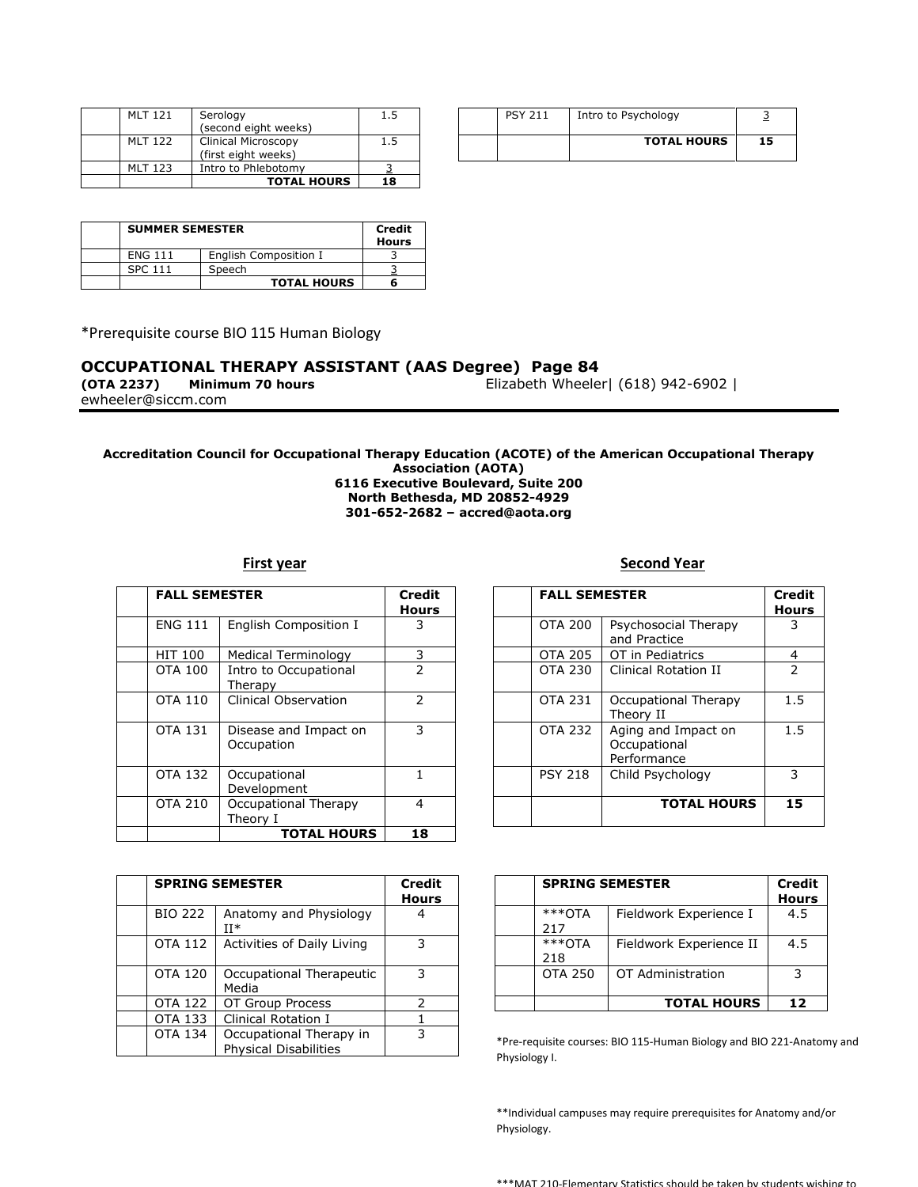| | | | |
|---|---|---|---|
| | MLT 121 | Serology (second eight weeks) | 1.5 |
| | MLT 122 | Clinical Microscopy (first eight weeks) | 1.5 |
| | MLT 123 | Intro to Phlebotomy | 3 |
| | | **TOTAL HOURS** | **18** |

| | | | |
|---|---|---|---|
| | PSY 211 | Intro to Psychology | 3 |
| | | **TOTAL HOURS** | **15** |

| | **SUMMER SEMESTER** | | **Credit Hours** |
|---|---|---|---|
| | ENG 111 | English Composition I | 3 |
| | SPC 111 | Speech | 3 |
| | | **TOTAL HOURS** | **6** |

*Prerequisite course BIO 115 Human Biology

## OCCUPATIONAL THERAPY ASSISTANT (AAS Degree) Page 84

**(OTA 2237) Minimum 70 hours** Elizabeth Wheeler| (618) 942-6902 | ewheeler@siccm.com

**Accreditation Council for Occupational Therapy Education (ACOTE) of the American Occupational Therapy Association (AOTA)**
**6116 Executive Boulevard, Suite 200**
**North Bethesda, MD 20852-4929**
**301-652-2682 – accred@aota.org**

### First year

| | **FALL SEMESTER** | | **Credit Hours** |
|---|---|---|---|
| | ENG 111 | English Composition I | 3 |
| | HIT 100 | Medical Terminology | 3 |
| | OTA 100 | Intro to Occupational Therapy | 2 |
| | OTA 110 | Clinical Observation | 2 |
| | OTA 131 | Disease and Impact on Occupation | 3 |
| | OTA 132 | Occupational Development | 1 |
| | OTA 210 | Occupational Therapy Theory I | 4 |
| | | **TOTAL HOURS** | **18** |

| | **SPRING SEMESTER** | | **Credit Hours** |
|---|---|---|---|
| | BIO 222 | Anatomy and Physiology II* | 4 |
| | OTA 112 | Activities of Daily Living | 3 |
| | OTA 120 | Occupational Therapeutic Media | 3 |
| | OTA 122 | OT Group Process | 2 |
| | OTA 133 | Clinical Rotation I | 1 |
| | OTA 134 | Occupational Therapy in Physical Disabilities | 3 |

### Second Year

| | **FALL SEMESTER** | | **Credit Hours** |
|---|---|---|---|
| | OTA 200 | Psychosocial Therapy and Practice | 3 |
| | OTA 205 | OT in Pediatrics | 4 |
| | OTA 230 | Clinical Rotation II | 2 |
| | OTA 231 | Occupational Therapy Theory II | 1.5 |
| | OTA 232 | Aging and Impact on Occupational Performance | 1.5 |
| | PSY 218 | Child Psychology | 3 |
| | | **TOTAL HOURS** | **15** |

| | **SPRING SEMESTER** | | **Credit Hours** |
|---|---|---|---|
| | ***OTA 217 | Fieldwork Experience I | 4.5 |
| | ***OTA 218 | Fieldwork Experience II | 4.5 |
| | OTA 250 | OT Administration | 3 |
| | | **TOTAL HOURS** | **12** |

*Pre-requisite courses: BIO 115-Human Biology and BIO 221-Anatomy and Physiology I.

**Individual campuses may require prerequisites for Anatomy and/or Physiology.

***MAT 210-Elementary Statistics should be taken by students wishing to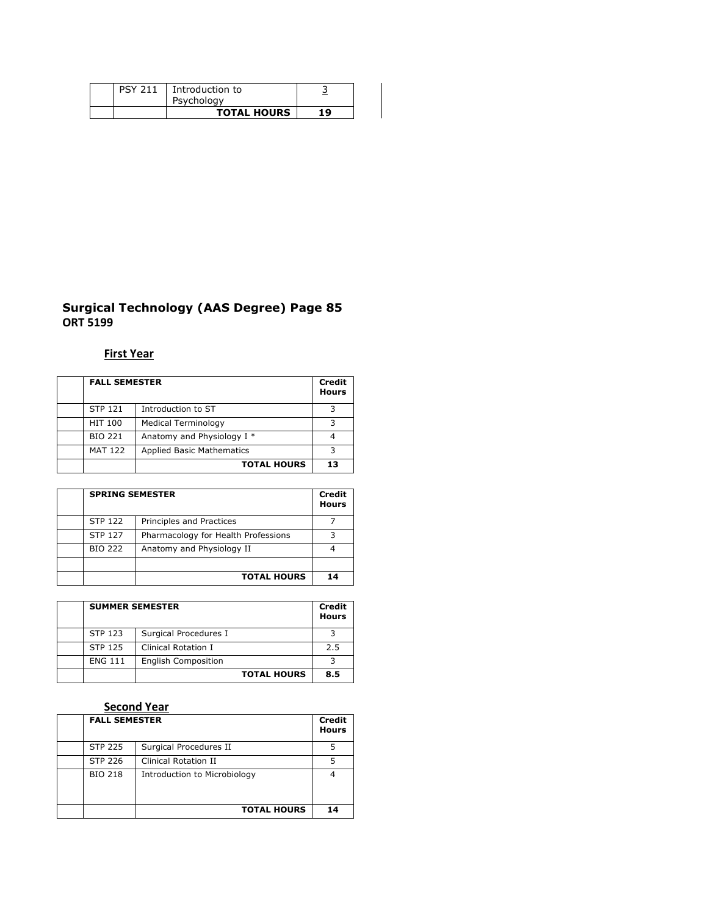|  | PSY 211 | Introduction to Psychology | 3 |
|---|---|---|---|
|  |  | **TOTAL HOURS** | **19** |

## Surgical Technology (AAS Degree) Page 85
**ORT 5199**

### First Year

|  | **FALL SEMESTER** |  | **Credit Hours** |
|---|---|---|---|
|  | STP 121 | Introduction to ST | 3 |
|  | HIT 100 | Medical Terminology | 3 |
|  | BIO 221 | Anatomy and Physiology I * | 4 |
|  | MAT 122 | Applied Basic Mathematics | 3 |
|  |  | **TOTAL HOURS** | **13** |

|  | **SPRING SEMESTER** |  | **Credit Hours** |
|---|---|---|---|
|  | STP 122 | Principles and Practices | 7 |
|  | STP 127 | Pharmacology for Health Professions | 3 |
|  | BIO 222 | Anatomy and Physiology II | 4 |
|  |  |  |  |
|  |  | **TOTAL HOURS** | **14** |

|  | **SUMMER SEMESTER** |  | **Credit Hours** |
|---|---|---|---|
|  | STP 123 | Surgical Procedures I | 3 |
|  | STP 125 | Clinical Rotation I | 2.5 |
|  | ENG 111 | English Composition | 3 |
|  |  | **TOTAL HOURS** | **8.5** |

### Second Year

|  | **FALL SEMESTER** |  | **Credit Hours** |
|---|---|---|---|
|  | STP 225 | Surgical Procedures II | 5 |
|  | STP 226 | Clinical Rotation II | 5 |
|  | BIO 218 | Introduction to Microbiology | 4 |
|  |  | **TOTAL HOURS** | **14** |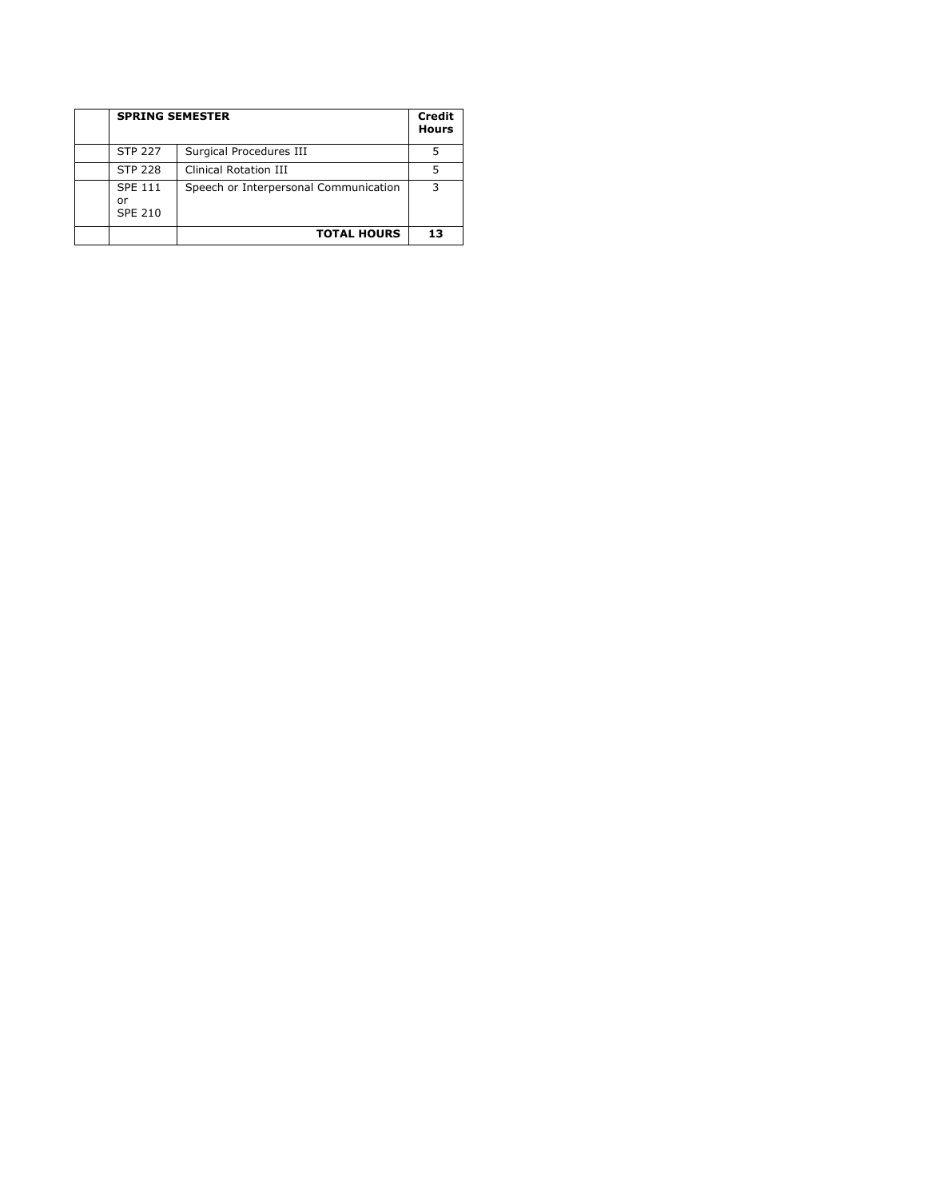| | SPRING SEMESTER | | Credit Hours |
|---|---|---|---|
| | STP 227 | Surgical Procedures III | 5 |
| | STP 228 | Clinical Rotation III | 5 |
| | SPE 111 or SPE 210 | Speech or Interpersonal Communication | 3 |
| | | **TOTAL HOURS** | **13** |